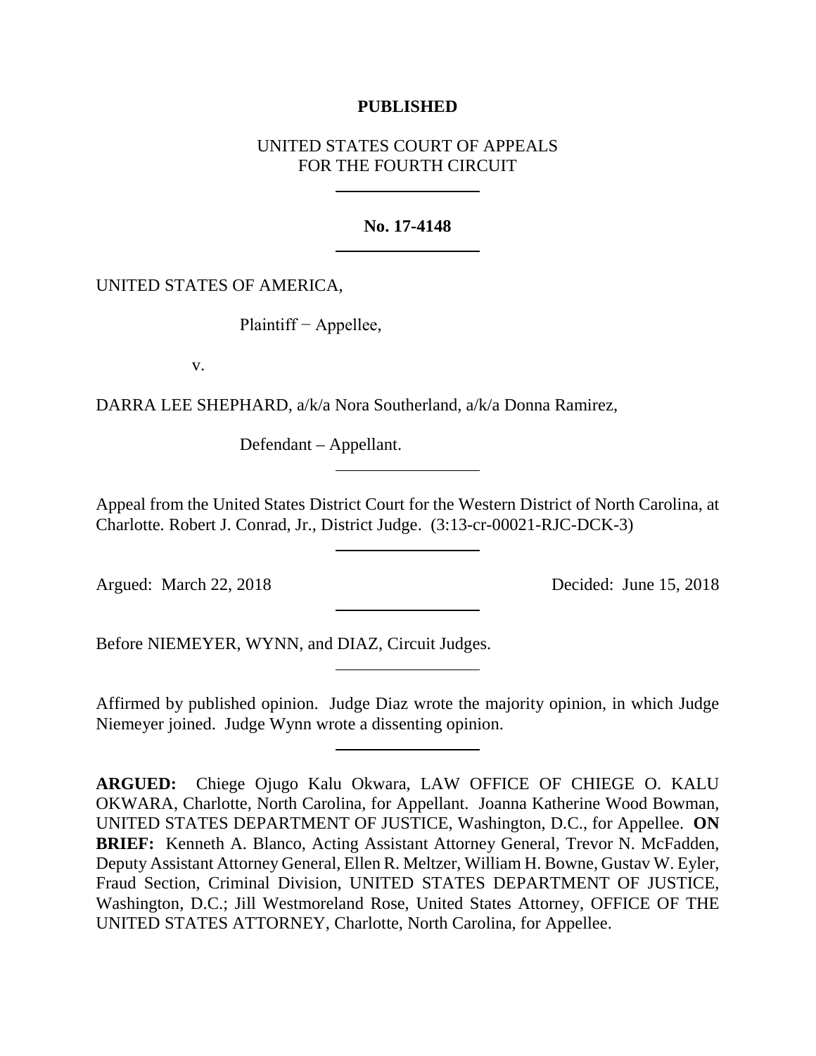**PUBLISHED**

UNITED STATES COURT OF APPEALS
FOR THE FOURTH CIRCUIT

---

**No. 17-4148**

---

UNITED STATES OF AMERICA,

Plaintiff − Appellee,

v.

DARRA LEE SHEPHARD, a/k/a Nora Southerland, a/k/a Donna Ramirez,

Defendant – Appellant.

---

Appeal from the United States District Court for the Western District of North Carolina, at Charlotte. Robert J. Conrad, Jr., District Judge. (3:13-cr-00021-RJC-DCK-3)

---

Argued: March 22, 2018

Decided: June 15, 2018

---

Before NIEMEYER, WYNN, and DIAZ, Circuit Judges.

---

Affirmed by published opinion. Judge Diaz wrote the majority opinion, in which Judge Niemeyer joined. Judge Wynn wrote a dissenting opinion.

---

**ARGUED:** Chiege Ojugo Kalu Okwara, LAW OFFICE OF CHIEGE O. KALU OKWARA, Charlotte, North Carolina, for Appellant. Joanna Katherine Wood Bowman, UNITED STATES DEPARTMENT OF JUSTICE, Washington, D.C., for Appellee. **ON BRIEF:** Kenneth A. Blanco, Acting Assistant Attorney General, Trevor N. McFadden, Deputy Assistant Attorney General, Ellen R. Meltzer, William H. Bowne, Gustav W. Eyler, Fraud Section, Criminal Division, UNITED STATES DEPARTMENT OF JUSTICE, Washington, D.C.; Jill Westmoreland Rose, United States Attorney, OFFICE OF THE UNITED STATES ATTORNEY, Charlotte, North Carolina, for Appellee.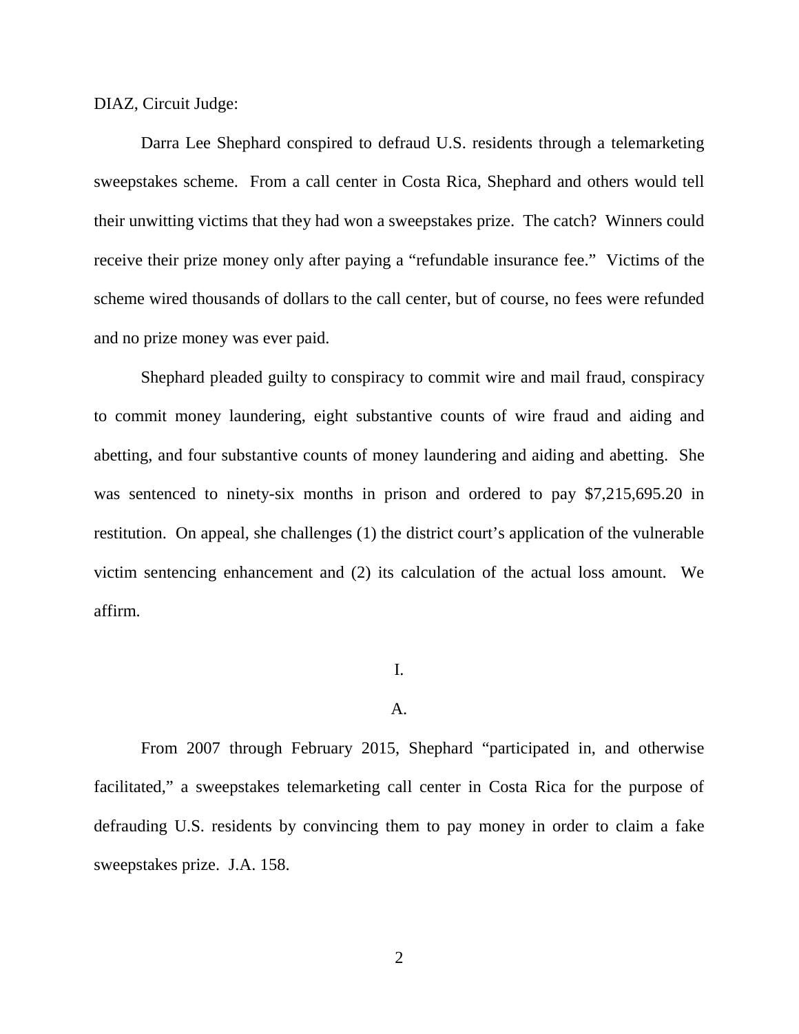DIAZ, Circuit Judge:

Darra Lee Shephard conspired to defraud U.S. residents through a telemarketing sweepstakes scheme. From a call center in Costa Rica, Shephard and others would tell their unwitting victims that they had won a sweepstakes prize. The catch? Winners could receive their prize money only after paying a "refundable insurance fee." Victims of the scheme wired thousands of dollars to the call center, but of course, no fees were refunded and no prize money was ever paid.

Shephard pleaded guilty to conspiracy to commit wire and mail fraud, conspiracy to commit money laundering, eight substantive counts of wire fraud and aiding and abetting, and four substantive counts of money laundering and aiding and abetting. She was sentenced to ninety-six months in prison and ordered to pay $7,215,695.20 in restitution. On appeal, she challenges (1) the district court's application of the vulnerable victim sentencing enhancement and (2) its calculation of the actual loss amount. We affirm.

## I.

### A.

From 2007 through February 2015, Shephard "participated in, and otherwise facilitated," a sweepstakes telemarketing call center in Costa Rica for the purpose of defrauding U.S. residents by convincing them to pay money in order to claim a fake sweepstakes prize. J.A. 158.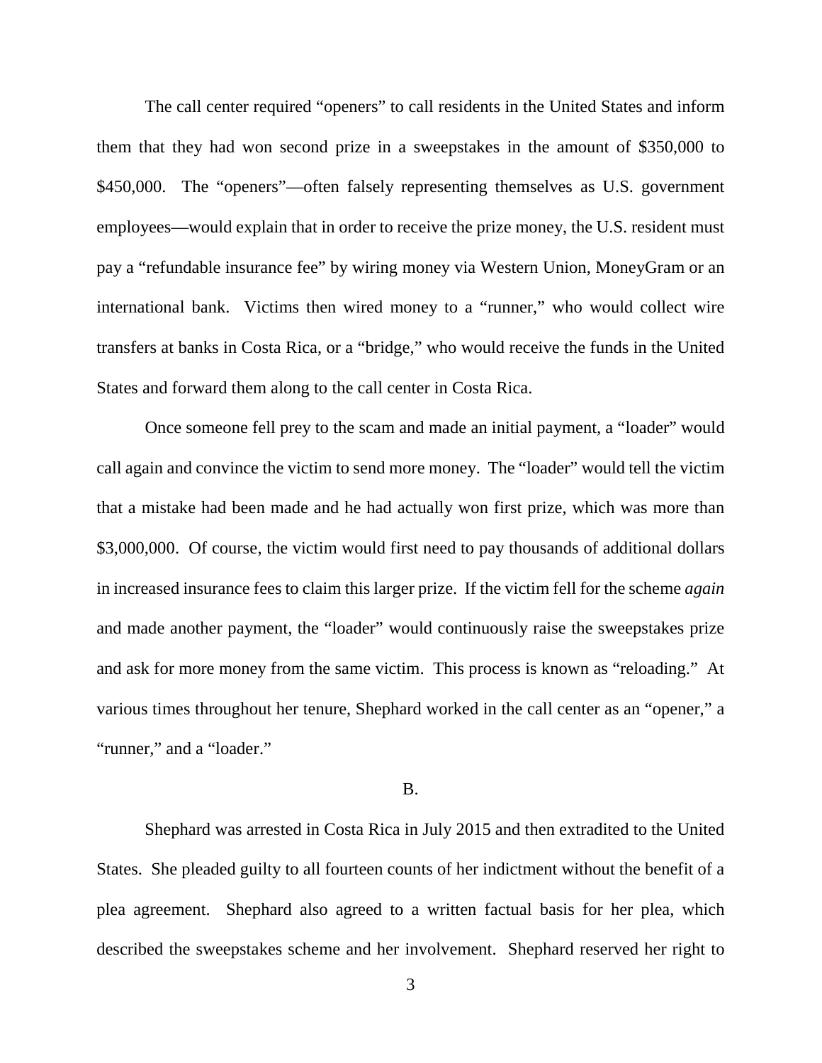The call center required "openers" to call residents in the United States and inform them that they had won second prize in a sweepstakes in the amount of $350,000 to $450,000. The "openers"—often falsely representing themselves as U.S. government employees—would explain that in order to receive the prize money, the U.S. resident must pay a "refundable insurance fee" by wiring money via Western Union, MoneyGram or an international bank. Victims then wired money to a "runner," who would collect wire transfers at banks in Costa Rica, or a "bridge," who would receive the funds in the United States and forward them along to the call center in Costa Rica.

Once someone fell prey to the scam and made an initial payment, a "loader" would call again and convince the victim to send more money. The "loader" would tell the victim that a mistake had been made and he had actually won first prize, which was more than $3,000,000. Of course, the victim would first need to pay thousands of additional dollars in increased insurance fees to claim this larger prize. If the victim fell for the scheme *again* and made another payment, the "loader" would continuously raise the sweepstakes prize and ask for more money from the same victim. This process is known as "reloading." At various times throughout her tenure, Shephard worked in the call center as an "opener," a "runner," and a "loader."

B.

Shephard was arrested in Costa Rica in July 2015 and then extradited to the United States. She pleaded guilty to all fourteen counts of her indictment without the benefit of a plea agreement. Shephard also agreed to a written factual basis for her plea, which described the sweepstakes scheme and her involvement. Shephard reserved her right to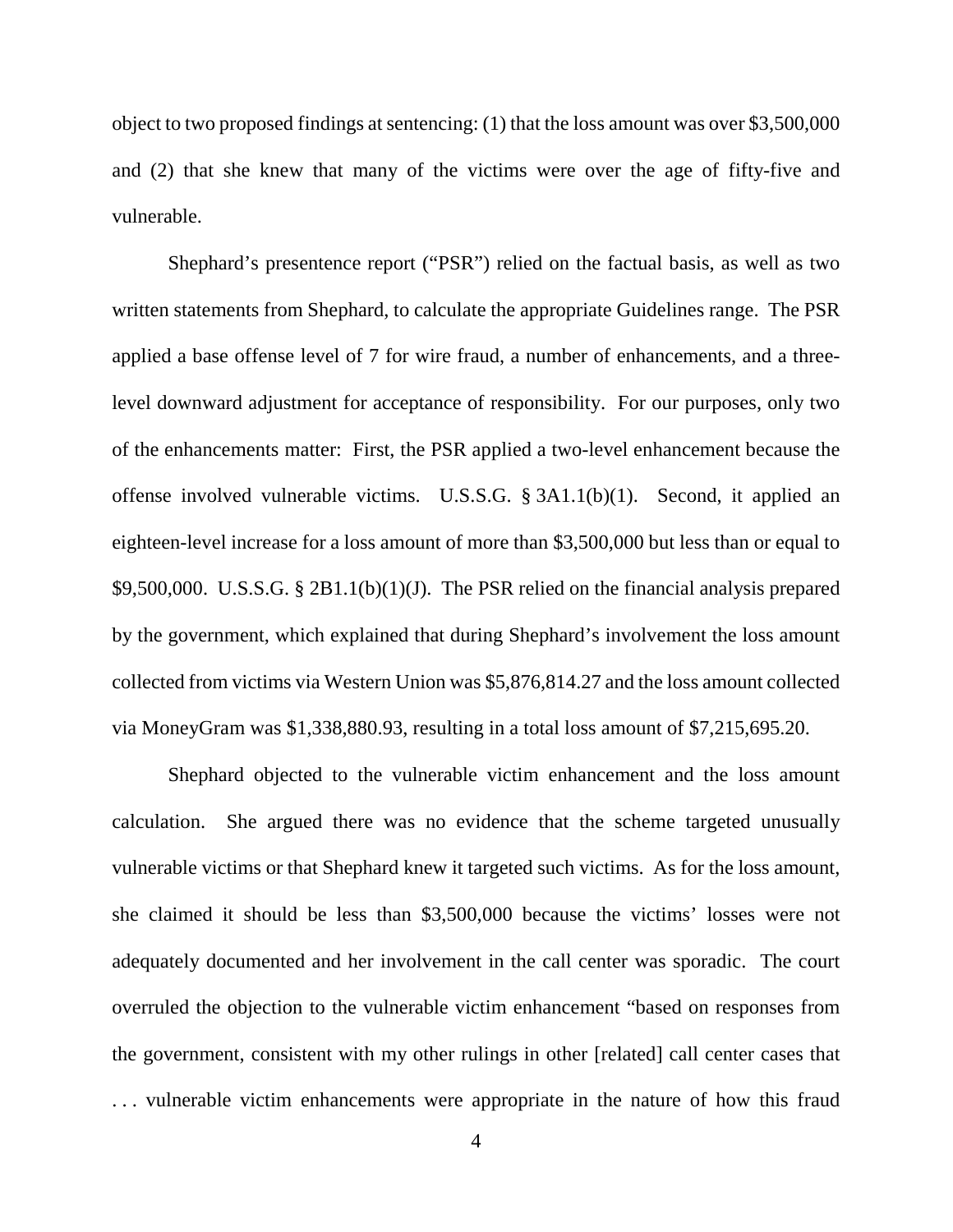object to two proposed findings at sentencing: (1) that the loss amount was over $3,500,000 and (2) that she knew that many of the victims were over the age of fifty-five and vulnerable.

Shephard's presentence report ("PSR") relied on the factual basis, as well as two written statements from Shephard, to calculate the appropriate Guidelines range. The PSR applied a base offense level of 7 for wire fraud, a number of enhancements, and a three-level downward adjustment for acceptance of responsibility. For our purposes, only two of the enhancements matter: First, the PSR applied a two-level enhancement because the offense involved vulnerable victims. U.S.S.G. § 3A1.1(b)(1). Second, it applied an eighteen-level increase for a loss amount of more than $3,500,000 but less than or equal to $9,500,000. U.S.S.G. § 2B1.1(b)(1)(J). The PSR relied on the financial analysis prepared by the government, which explained that during Shephard's involvement the loss amount collected from victims via Western Union was $5,876,814.27 and the loss amount collected via MoneyGram was $1,338,880.93, resulting in a total loss amount of $7,215,695.20.

Shephard objected to the vulnerable victim enhancement and the loss amount calculation. She argued there was no evidence that the scheme targeted unusually vulnerable victims or that Shephard knew it targeted such victims. As for the loss amount, she claimed it should be less than $3,500,000 because the victims' losses were not adequately documented and her involvement in the call center was sporadic. The court overruled the objection to the vulnerable victim enhancement "based on responses from the government, consistent with my other rulings in other [related] call center cases that . . . vulnerable victim enhancements were appropriate in the nature of how this fraud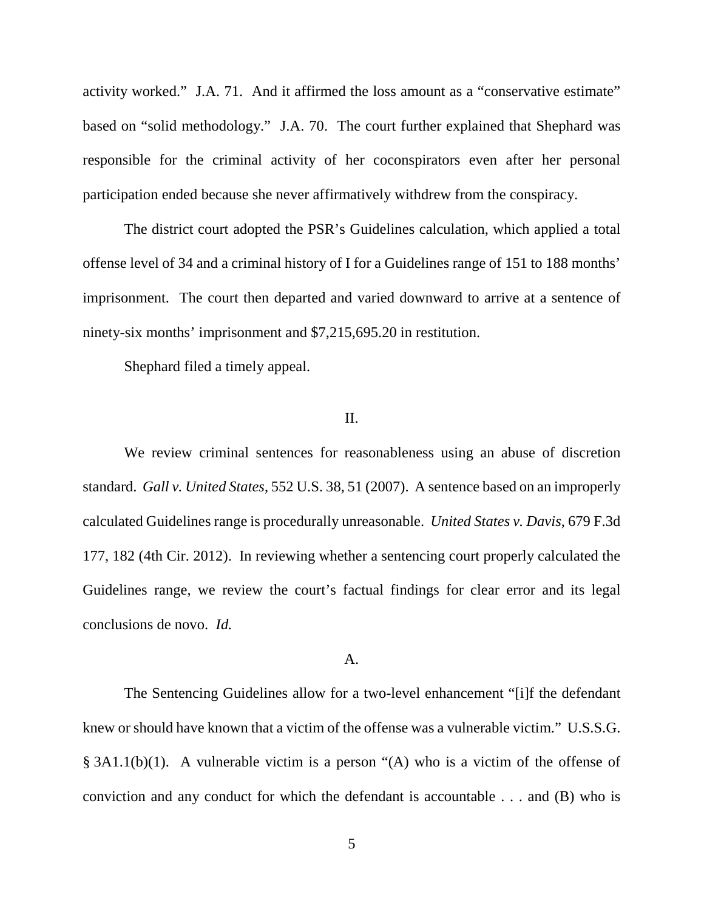activity worked." J.A. 71. And it affirmed the loss amount as a "conservative estimate" based on "solid methodology." J.A. 70. The court further explained that Shephard was responsible for the criminal activity of her coconspirators even after her personal participation ended because she never affirmatively withdrew from the conspiracy.

The district court adopted the PSR's Guidelines calculation, which applied a total offense level of 34 and a criminal history of I for a Guidelines range of 151 to 188 months' imprisonment. The court then departed and varied downward to arrive at a sentence of ninety-six months' imprisonment and $7,215,695.20 in restitution.

Shephard filed a timely appeal.

## II.

We review criminal sentences for reasonableness using an abuse of discretion standard. *Gall v. United States*, 552 U.S. 38, 51 (2007). A sentence based on an improperly calculated Guidelines range is procedurally unreasonable. *United States v. Davis*, 679 F.3d 177, 182 (4th Cir. 2012). In reviewing whether a sentencing court properly calculated the Guidelines range, we review the court's factual findings for clear error and its legal conclusions de novo. *Id.*

### A.

The Sentencing Guidelines allow for a two-level enhancement "[i]f the defendant knew or should have known that a victim of the offense was a vulnerable victim." U.S.S.G. § 3A1.1(b)(1). A vulnerable victim is a person "(A) who is a victim of the offense of conviction and any conduct for which the defendant is accountable . . . and (B) who is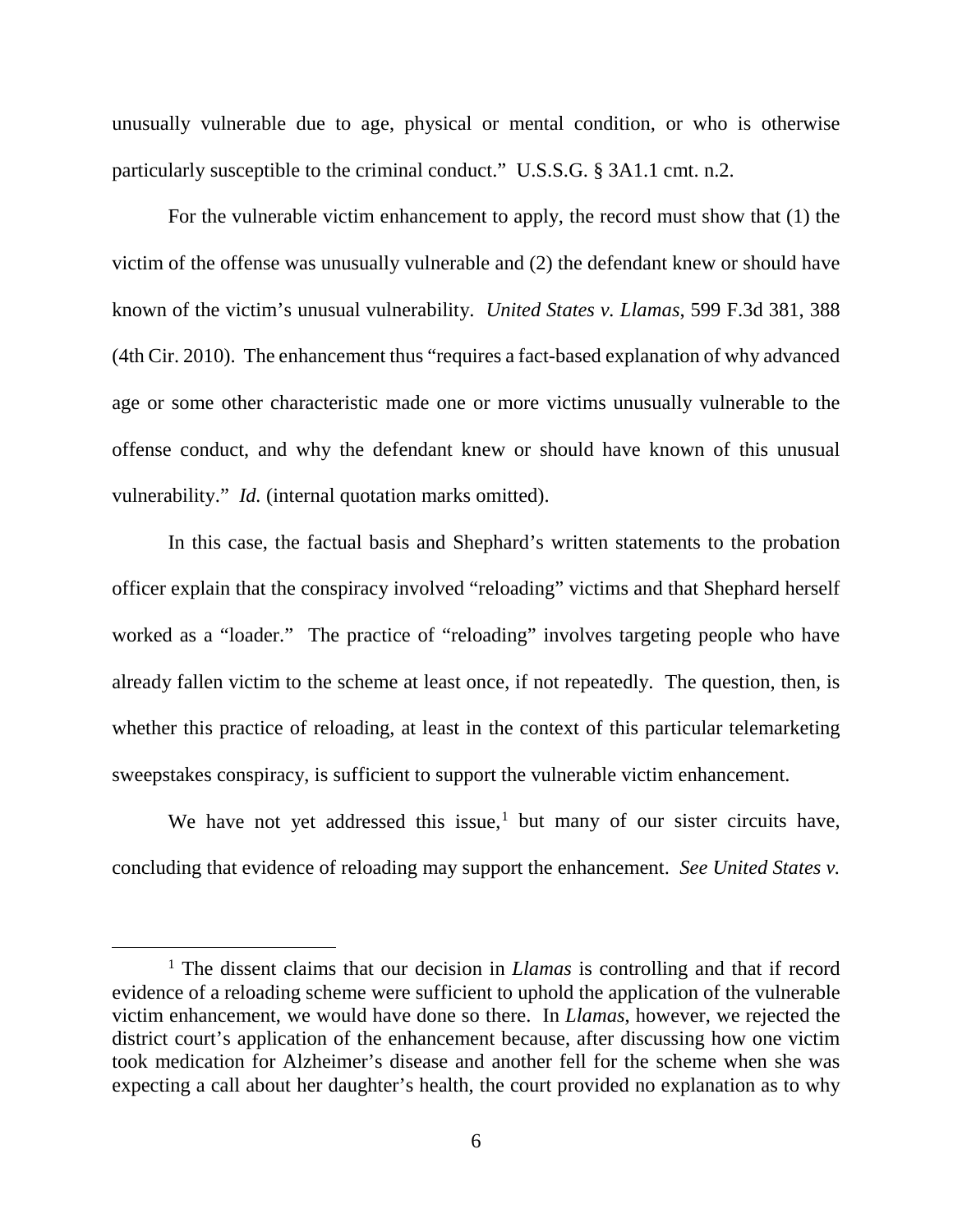unusually vulnerable due to age, physical or mental condition, or who is otherwise particularly susceptible to the criminal conduct." U.S.S.G. § 3A1.1 cmt. n.2.

For the vulnerable victim enhancement to apply, the record must show that (1) the victim of the offense was unusually vulnerable and (2) the defendant knew or should have known of the victim's unusual vulnerability. *United States v. Llamas*, 599 F.3d 381, 388 (4th Cir. 2010). The enhancement thus "requires a fact-based explanation of why advanced age or some other characteristic made one or more victims unusually vulnerable to the offense conduct, and why the defendant knew or should have known of this unusual vulnerability." *Id.* (internal quotation marks omitted).

In this case, the factual basis and Shephard's written statements to the probation officer explain that the conspiracy involved "reloading" victims and that Shephard herself worked as a "loader." The practice of "reloading" involves targeting people who have already fallen victim to the scheme at least once, if not repeatedly. The question, then, is whether this practice of reloading, at least in the context of this particular telemarketing sweepstakes conspiracy, is sufficient to support the vulnerable victim enhancement.

We have not yet addressed this issue,[1] but many of our sister circuits have, concluding that evidence of reloading may support the enhancement. *See United States v.*

[1] The dissent claims that our decision in *Llamas* is controlling and that if record evidence of a reloading scheme were sufficient to uphold the application of the vulnerable victim enhancement, we would have done so there. In *Llamas*, however, we rejected the district court's application of the enhancement because, after discussing how one victim took medication for Alzheimer's disease and another fell for the scheme when she was expecting a call about her daughter's health, the court provided no explanation as to why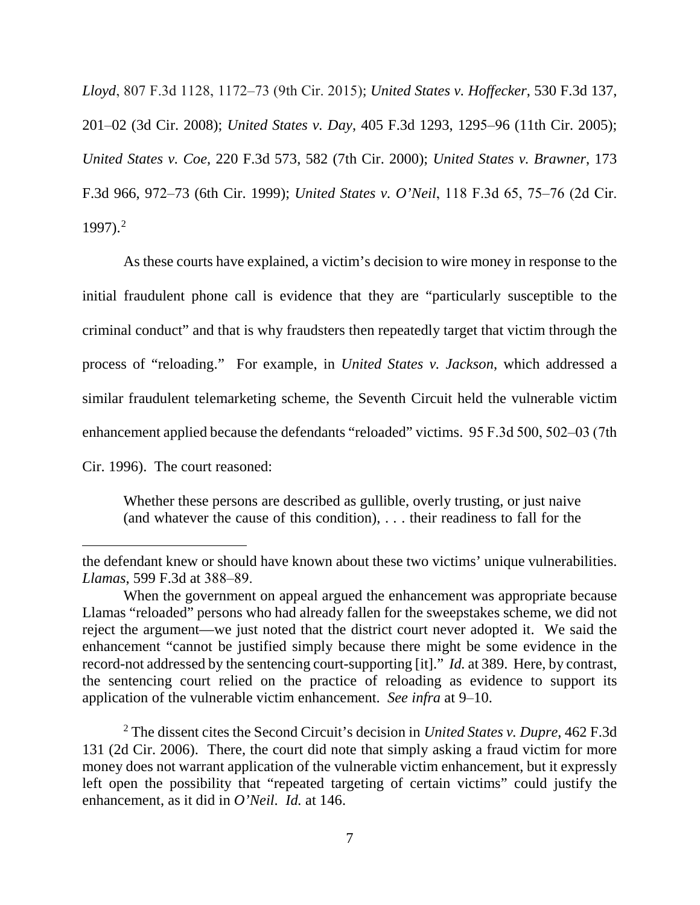*Lloyd*, 807 F.3d 1128, 1172–73 (9th Cir. 2015); *United States v. Hoffecker*, 530 F.3d 137, 201–02 (3d Cir. 2008); *United States v. Day*, 405 F.3d 1293, 1295–96 (11th Cir. 2005); *United States v. Coe*, 220 F.3d 573, 582 (7th Cir. 2000); *United States v. Brawner*, 173 F.3d 966, 972–73 (6th Cir. 1999); *United States v. O'Neil*, 118 F.3d 65, 75–76 (2d Cir. 1997).[2]

As these courts have explained, a victim's decision to wire money in response to the initial fraudulent phone call is evidence that they are "particularly susceptible to the criminal conduct" and that is why fraudsters then repeatedly target that victim through the process of "reloading." For example, in *United States v. Jackson*, which addressed a similar fraudulent telemarketing scheme, the Seventh Circuit held the vulnerable victim enhancement applied because the defendants "reloaded" victims. 95 F.3d 500, 502–03 (7th Cir. 1996). The court reasoned:

> Whether these persons are described as gullible, overly trusting, or just naive (and whatever the cause of this condition), . . . their readiness to fall for the

---

the defendant knew or should have known about these two victims' unique vulnerabilities. *Llamas*, 599 F.3d at 388–89.

When the government on appeal argued the enhancement was appropriate because Llamas "reloaded" persons who had already fallen for the sweepstakes scheme, we did not reject the argument—we just noted that the district court never adopted it. We said the enhancement "cannot be justified simply because there might be some evidence in the record-not addressed by the sentencing court-supporting [it]." *Id.* at 389. Here, by contrast, the sentencing court relied on the practice of reloading as evidence to support its application of the vulnerable victim enhancement. *See infra* at 9–10.

[2] The dissent cites the Second Circuit's decision in *United States v. Dupre*, 462 F.3d 131 (2d Cir. 2006). There, the court did note that simply asking a fraud victim for more money does not warrant application of the vulnerable victim enhancement, but it expressly left open the possibility that "repeated targeting of certain victims" could justify the enhancement, as it did in *O'Neil*. *Id.* at 146.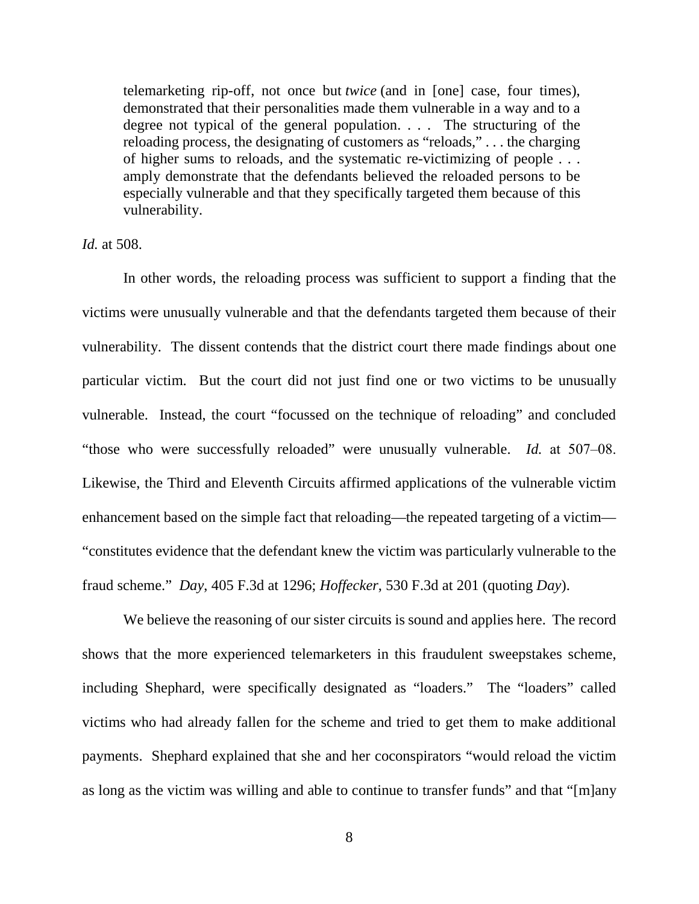> telemarketing rip-off, not once but *twice* (and in [one] case, four times), demonstrated that their personalities made them vulnerable in a way and to a degree not typical of the general population. . . . The structuring of the reloading process, the designating of customers as "reloads," . . . the charging of higher sums to reloads, and the systematic re-victimizing of people . . . amply demonstrate that the defendants believed the reloaded persons to be especially vulnerable and that they specifically targeted them because of this vulnerability.

*Id.* at 508.

In other words, the reloading process was sufficient to support a finding that the victims were unusually vulnerable and that the defendants targeted them because of their vulnerability. The dissent contends that the district court there made findings about one particular victim. But the court did not just find one or two victims to be unusually vulnerable. Instead, the court "focussed on the technique of reloading" and concluded "those who were successfully reloaded" were unusually vulnerable. *Id.* at 507–08. Likewise, the Third and Eleventh Circuits affirmed applications of the vulnerable victim enhancement based on the simple fact that reloading—the repeated targeting of a victim—"constitutes evidence that the defendant knew the victim was particularly vulnerable to the fraud scheme." *Day*, 405 F.3d at 1296; *Hoffecker*, 530 F.3d at 201 (quoting *Day*).

We believe the reasoning of our sister circuits is sound and applies here. The record shows that the more experienced telemarketers in this fraudulent sweepstakes scheme, including Shephard, were specifically designated as "loaders." The "loaders" called victims who had already fallen for the scheme and tried to get them to make additional payments. Shephard explained that she and her coconspirators "would reload the victim as long as the victim was willing and able to continue to transfer funds" and that "[m]any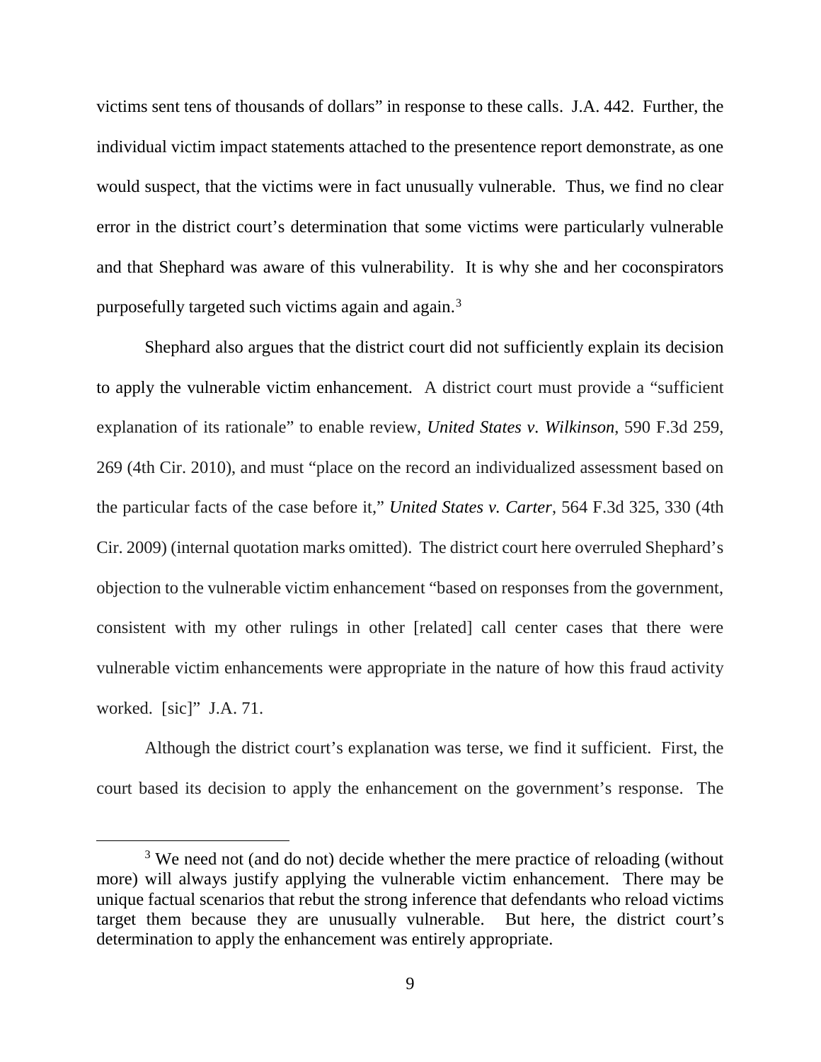victims sent tens of thousands of dollars" in response to these calls. J.A. 442. Further, the individual victim impact statements attached to the presentence report demonstrate, as one would suspect, that the victims were in fact unusually vulnerable. Thus, we find no clear error in the district court's determination that some victims were particularly vulnerable and that Shephard was aware of this vulnerability. It is why she and her coconspirators purposefully targeted such victims again and again.[3]

Shephard also argues that the district court did not sufficiently explain its decision to apply the vulnerable victim enhancement. A district court must provide a "sufficient explanation of its rationale" to enable review, *United States v. Wilkinson*, 590 F.3d 259, 269 (4th Cir. 2010), and must "place on the record an individualized assessment based on the particular facts of the case before it," *United States v. Carter*, 564 F.3d 325, 330 (4th Cir. 2009) (internal quotation marks omitted). The district court here overruled Shephard's objection to the vulnerable victim enhancement "based on responses from the government, consistent with my other rulings in other [related] call center cases that there were vulnerable victim enhancements were appropriate in the nature of how this fraud activity worked. [sic]" J.A. 71.

Although the district court's explanation was terse, we find it sufficient. First, the court based its decision to apply the enhancement on the government's response. The

[3] We need not (and do not) decide whether the mere practice of reloading (without more) will always justify applying the vulnerable victim enhancement. There may be unique factual scenarios that rebut the strong inference that defendants who reload victims target them because they are unusually vulnerable. But here, the district court's determination to apply the enhancement was entirely appropriate.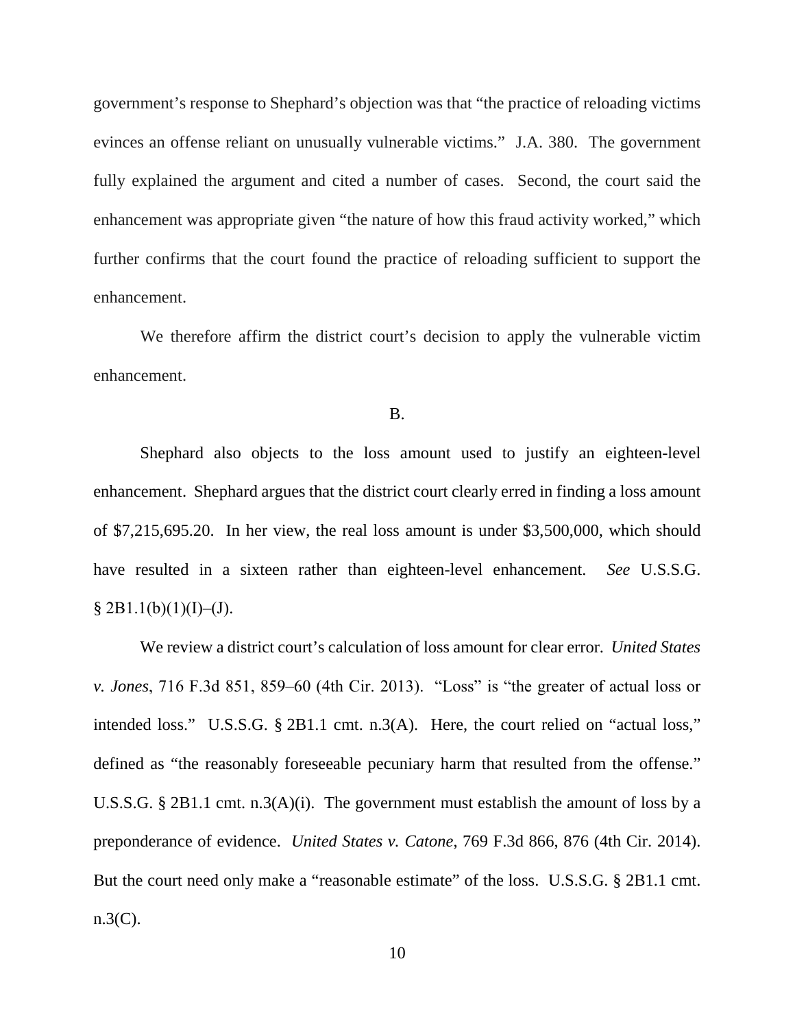government's response to Shephard's objection was that "the practice of reloading victims evinces an offense reliant on unusually vulnerable victims." J.A. 380. The government fully explained the argument and cited a number of cases. Second, the court said the enhancement was appropriate given "the nature of how this fraud activity worked," which further confirms that the court found the practice of reloading sufficient to support the enhancement.

We therefore affirm the district court's decision to apply the vulnerable victim enhancement.

B.

Shephard also objects to the loss amount used to justify an eighteen-level enhancement. Shephard argues that the district court clearly erred in finding a loss amount of $7,215,695.20. In her view, the real loss amount is under $3,500,000, which should have resulted in a sixteen rather than eighteen-level enhancement. *See* U.S.S.G. § 2B1.1(b)(1)(I)–(J).

We review a district court's calculation of loss amount for clear error. *United States v. Jones*, 716 F.3d 851, 859–60 (4th Cir. 2013). "Loss" is "the greater of actual loss or intended loss." U.S.S.G. § 2B1.1 cmt. n.3(A). Here, the court relied on "actual loss," defined as "the reasonably foreseeable pecuniary harm that resulted from the offense." U.S.S.G. § 2B1.1 cmt. n.3(A)(i). The government must establish the amount of loss by a preponderance of evidence. *United States v. Catone*, 769 F.3d 866, 876 (4th Cir. 2014). But the court need only make a "reasonable estimate" of the loss. U.S.S.G. § 2B1.1 cmt. n.3(C).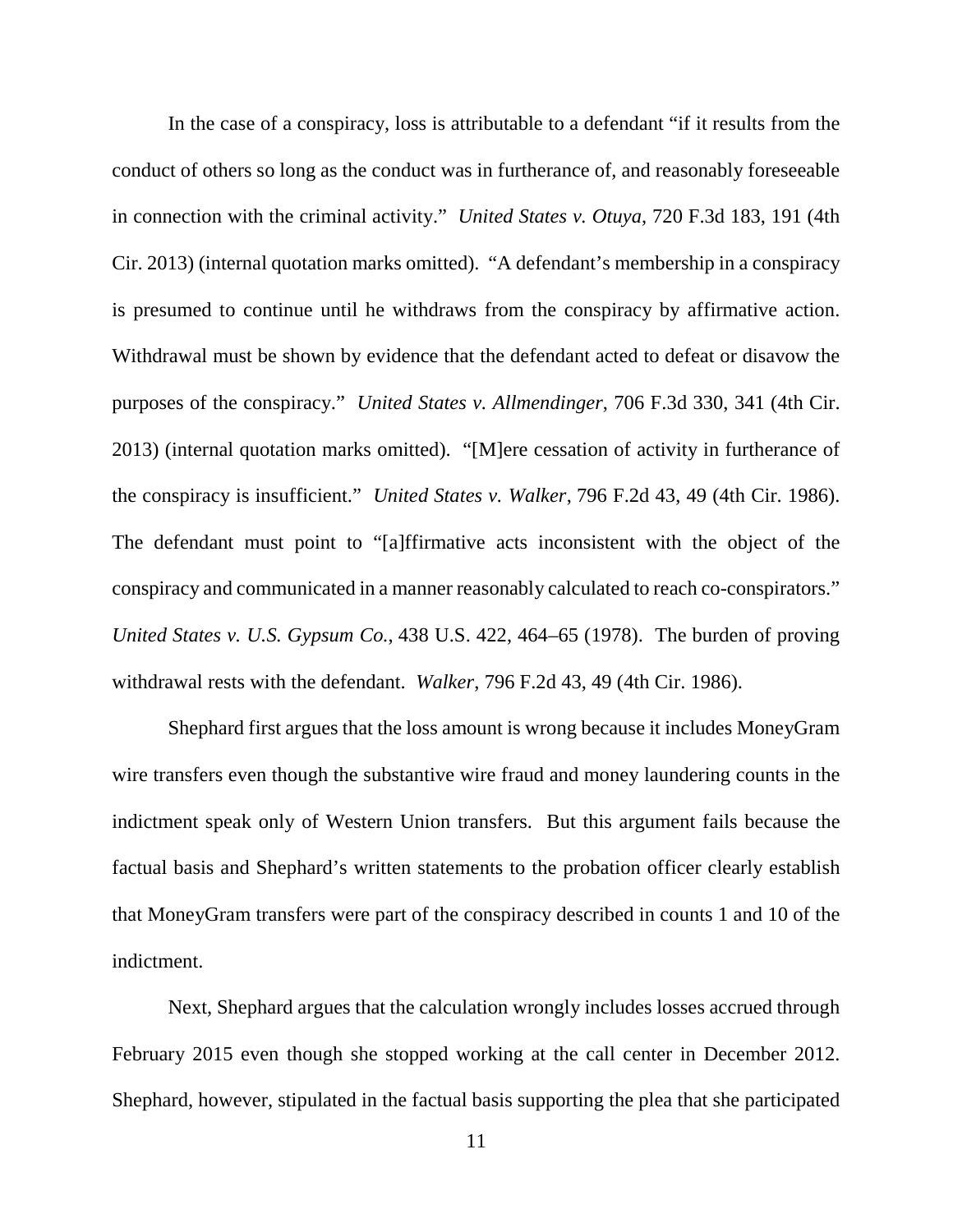In the case of a conspiracy, loss is attributable to a defendant "if it results from the conduct of others so long as the conduct was in furtherance of, and reasonably foreseeable in connection with the criminal activity." *United States v. Otuya*, 720 F.3d 183, 191 (4th Cir. 2013) (internal quotation marks omitted). "A defendant's membership in a conspiracy is presumed to continue until he withdraws from the conspiracy by affirmative action. Withdrawal must be shown by evidence that the defendant acted to defeat or disavow the purposes of the conspiracy." *United States v. Allmendinger*, 706 F.3d 330, 341 (4th Cir. 2013) (internal quotation marks omitted). "[M]ere cessation of activity in furtherance of the conspiracy is insufficient." *United States v. Walker*, 796 F.2d 43, 49 (4th Cir. 1986). The defendant must point to "[a]ffirmative acts inconsistent with the object of the conspiracy and communicated in a manner reasonably calculated to reach co-conspirators." *United States v. U.S. Gypsum Co.*, 438 U.S. 422, 464–65 (1978). The burden of proving withdrawal rests with the defendant. *Walker*, 796 F.2d 43, 49 (4th Cir. 1986).

Shephard first argues that the loss amount is wrong because it includes MoneyGram wire transfers even though the substantive wire fraud and money laundering counts in the indictment speak only of Western Union transfers. But this argument fails because the factual basis and Shephard's written statements to the probation officer clearly establish that MoneyGram transfers were part of the conspiracy described in counts 1 and 10 of the indictment.

Next, Shephard argues that the calculation wrongly includes losses accrued through February 2015 even though she stopped working at the call center in December 2012. Shephard, however, stipulated in the factual basis supporting the plea that she participated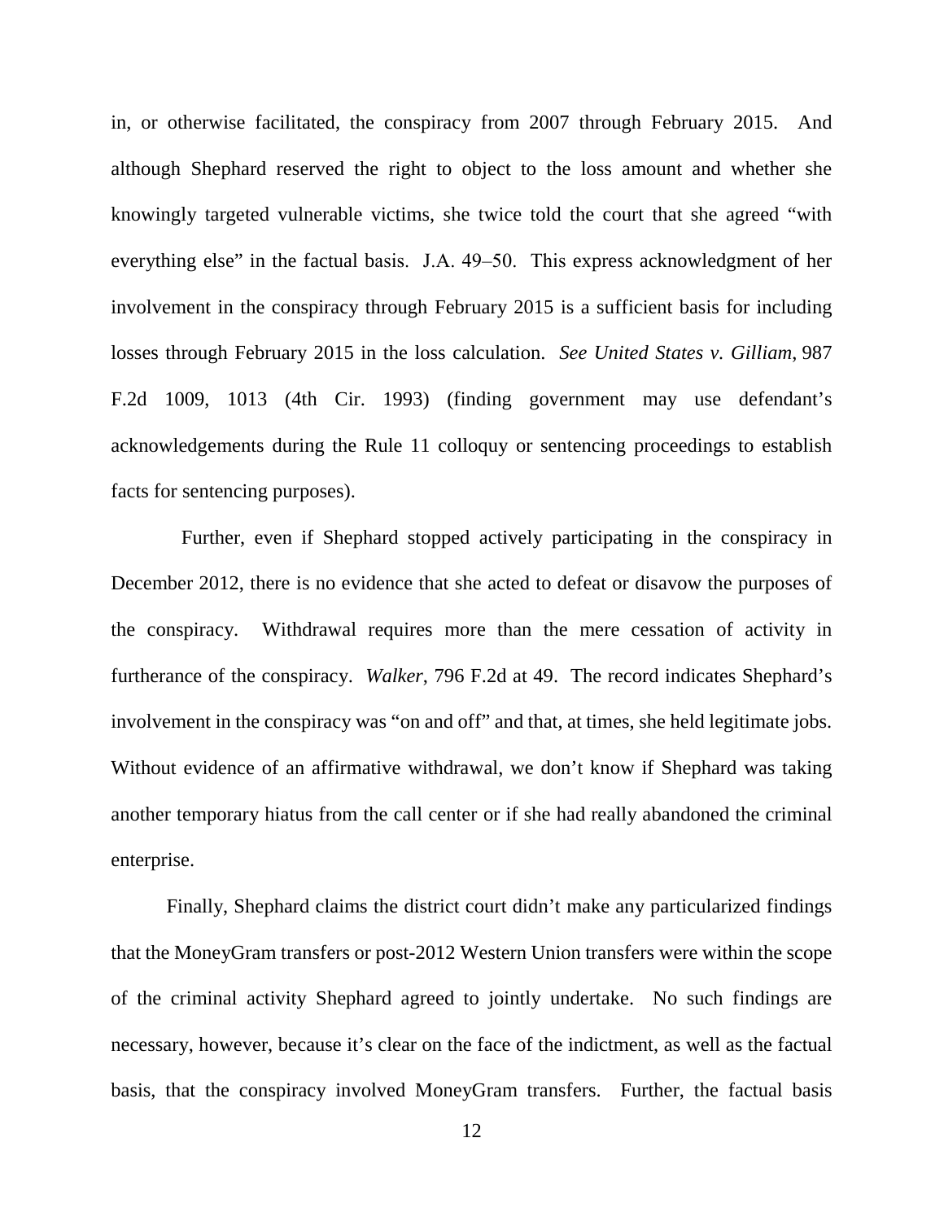in, or otherwise facilitated, the conspiracy from 2007 through February 2015. And although Shephard reserved the right to object to the loss amount and whether she knowingly targeted vulnerable victims, she twice told the court that she agreed "with everything else" in the factual basis. J.A. 49–50. This express acknowledgment of her involvement in the conspiracy through February 2015 is a sufficient basis for including losses through February 2015 in the loss calculation. *See United States v. Gilliam*, 987 F.2d 1009, 1013 (4th Cir. 1993) (finding government may use defendant's acknowledgements during the Rule 11 colloquy or sentencing proceedings to establish facts for sentencing purposes).

Further, even if Shephard stopped actively participating in the conspiracy in December 2012, there is no evidence that she acted to defeat or disavow the purposes of the conspiracy. Withdrawal requires more than the mere cessation of activity in furtherance of the conspiracy. *Walker*, 796 F.2d at 49. The record indicates Shephard's involvement in the conspiracy was "on and off" and that, at times, she held legitimate jobs. Without evidence of an affirmative withdrawal, we don't know if Shephard was taking another temporary hiatus from the call center or if she had really abandoned the criminal enterprise.

Finally, Shephard claims the district court didn't make any particularized findings that the MoneyGram transfers or post-2012 Western Union transfers were within the scope of the criminal activity Shephard agreed to jointly undertake. No such findings are necessary, however, because it's clear on the face of the indictment, as well as the factual basis, that the conspiracy involved MoneyGram transfers. Further, the factual basis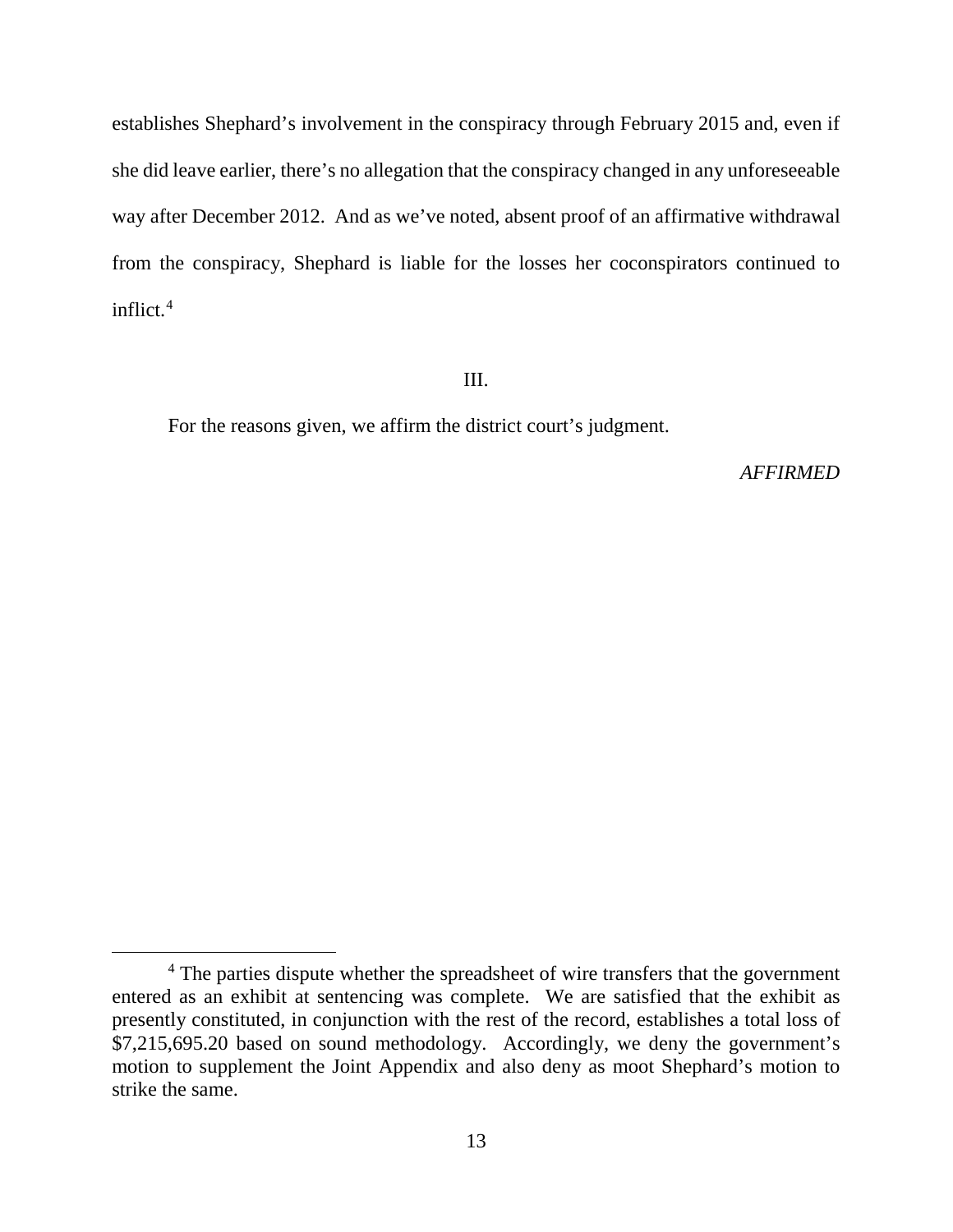establishes Shephard's involvement in the conspiracy through February 2015 and, even if she did leave earlier, there's no allegation that the conspiracy changed in any unforeseeable way after December 2012. And as we've noted, absent proof of an affirmative withdrawal from the conspiracy, Shephard is liable for the losses her coconspirators continued to inflict.[4]

III.

For the reasons given, we affirm the district court's judgment.

*AFFIRMED*

---

[4] The parties dispute whether the spreadsheet of wire transfers that the government entered as an exhibit at sentencing was complete. We are satisfied that the exhibit as presently constituted, in conjunction with the rest of the record, establishes a total loss of $7,215,695.20 based on sound methodology. Accordingly, we deny the government's motion to supplement the Joint Appendix and also deny as moot Shephard's motion to strike the same.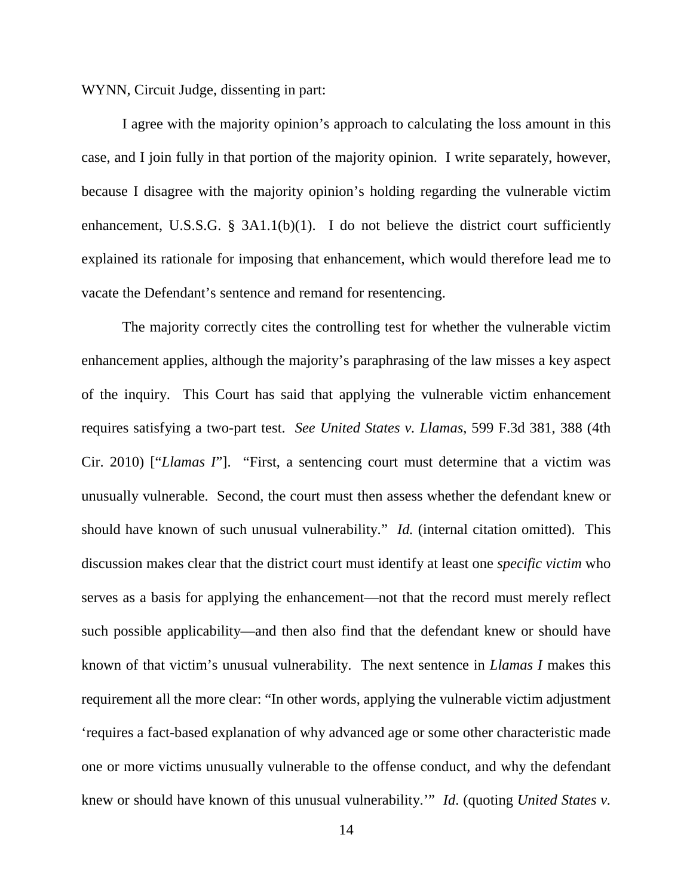WYNN, Circuit Judge, dissenting in part:

I agree with the majority opinion's approach to calculating the loss amount in this case, and I join fully in that portion of the majority opinion. I write separately, however, because I disagree with the majority opinion's holding regarding the vulnerable victim enhancement, U.S.S.G. § 3A1.1(b)(1). I do not believe the district court sufficiently explained its rationale for imposing that enhancement, which would therefore lead me to vacate the Defendant's sentence and remand for resentencing.

The majority correctly cites the controlling test for whether the vulnerable victim enhancement applies, although the majority's paraphrasing of the law misses a key aspect of the inquiry. This Court has said that applying the vulnerable victim enhancement requires satisfying a two-part test. *See United States v. Llamas*, 599 F.3d 381, 388 (4th Cir. 2010) ["*Llamas I*"]. "First, a sentencing court must determine that a victim was unusually vulnerable. Second, the court must then assess whether the defendant knew or should have known of such unusual vulnerability." *Id.* (internal citation omitted). This discussion makes clear that the district court must identify at least one *specific victim* who serves as a basis for applying the enhancement—not that the record must merely reflect such possible applicability—and then also find that the defendant knew or should have known of that victim's unusual vulnerability. The next sentence in *Llamas I* makes this requirement all the more clear: "In other words, applying the vulnerable victim adjustment 'requires a fact-based explanation of why advanced age or some other characteristic made one or more victims unusually vulnerable to the offense conduct, and why the defendant knew or should have known of this unusual vulnerability.'" *Id*. (quoting *United States v.*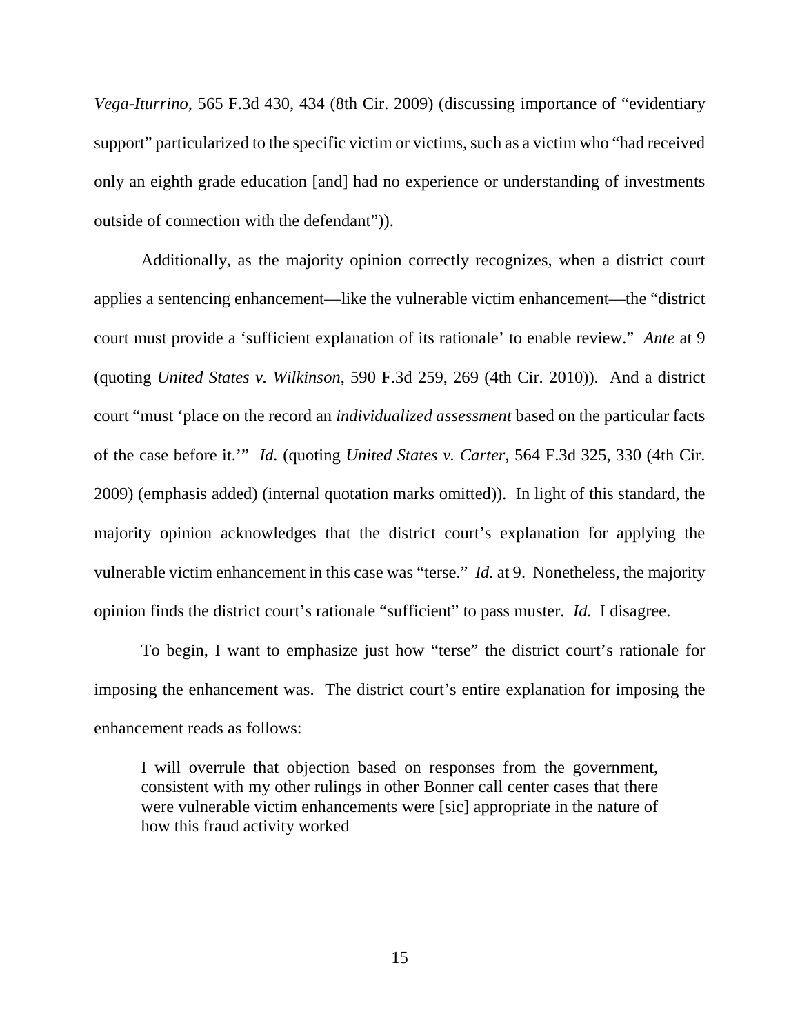*Vega-Iturrino*, 565 F.3d 430, 434 (8th Cir. 2009) (discussing importance of "evidentiary support" particularized to the specific victim or victims, such as a victim who "had received only an eighth grade education [and] had no experience or understanding of investments outside of connection with the defendant")).

Additionally, as the majority opinion correctly recognizes, when a district court applies a sentencing enhancement—like the vulnerable victim enhancement—the "district court must provide a 'sufficient explanation of its rationale' to enable review." *Ante* at 9 (quoting *United States v. Wilkinson*, 590 F.3d 259, 269 (4th Cir. 2010)). And a district court "must 'place on the record an *individualized assessment* based on the particular facts of the case before it.'" *Id.* (quoting *United States v. Carter*, 564 F.3d 325, 330 (4th Cir. 2009) (emphasis added) (internal quotation marks omitted)). In light of this standard, the majority opinion acknowledges that the district court's explanation for applying the vulnerable victim enhancement in this case was "terse." *Id.* at 9. Nonetheless, the majority opinion finds the district court's rationale "sufficient" to pass muster. *Id.* I disagree.

To begin, I want to emphasize just how "terse" the district court's rationale for imposing the enhancement was. The district court's entire explanation for imposing the enhancement reads as follows:

> I will overrule that objection based on responses from the government, consistent with my other rulings in other Bonner call center cases that there were vulnerable victim enhancements were [sic] appropriate in the nature of how this fraud activity worked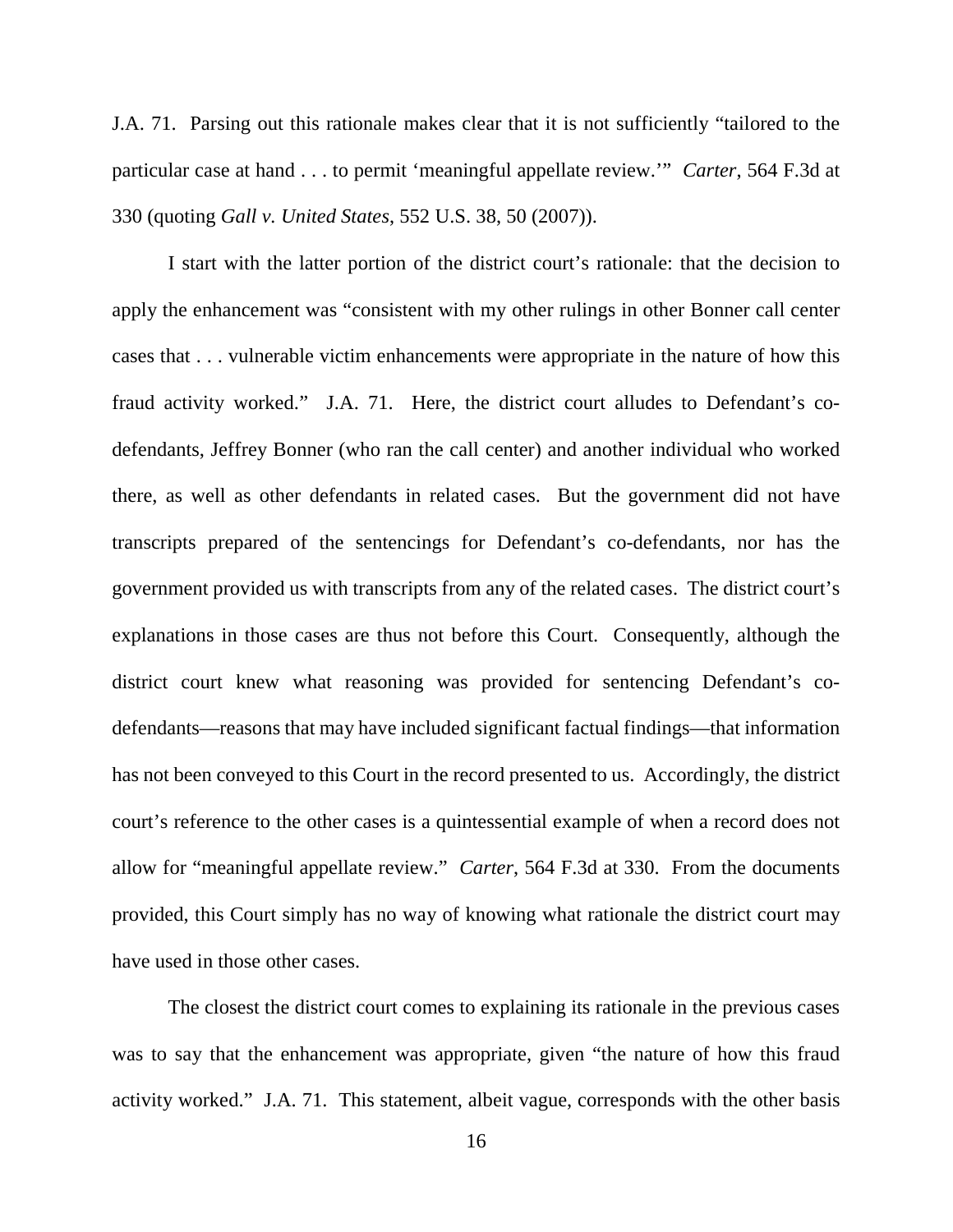J.A. 71. Parsing out this rationale makes clear that it is not sufficiently "tailored to the particular case at hand . . . to permit 'meaningful appellate review.'" *Carter*, 564 F.3d at 330 (quoting *Gall v. United States*, 552 U.S. 38, 50 (2007)).

I start with the latter portion of the district court's rationale: that the decision to apply the enhancement was "consistent with my other rulings in other Bonner call center cases that . . . vulnerable victim enhancements were appropriate in the nature of how this fraud activity worked." J.A. 71. Here, the district court alludes to Defendant's co-defendants, Jeffrey Bonner (who ran the call center) and another individual who worked there, as well as other defendants in related cases. But the government did not have transcripts prepared of the sentencings for Defendant's co-defendants, nor has the government provided us with transcripts from any of the related cases. The district court's explanations in those cases are thus not before this Court. Consequently, although the district court knew what reasoning was provided for sentencing Defendant's co-defendants—reasons that may have included significant factual findings—that information has not been conveyed to this Court in the record presented to us. Accordingly, the district court's reference to the other cases is a quintessential example of when a record does not allow for "meaningful appellate review." *Carter*, 564 F.3d at 330. From the documents provided, this Court simply has no way of knowing what rationale the district court may have used in those other cases.

The closest the district court comes to explaining its rationale in the previous cases was to say that the enhancement was appropriate, given "the nature of how this fraud activity worked." J.A. 71. This statement, albeit vague, corresponds with the other basis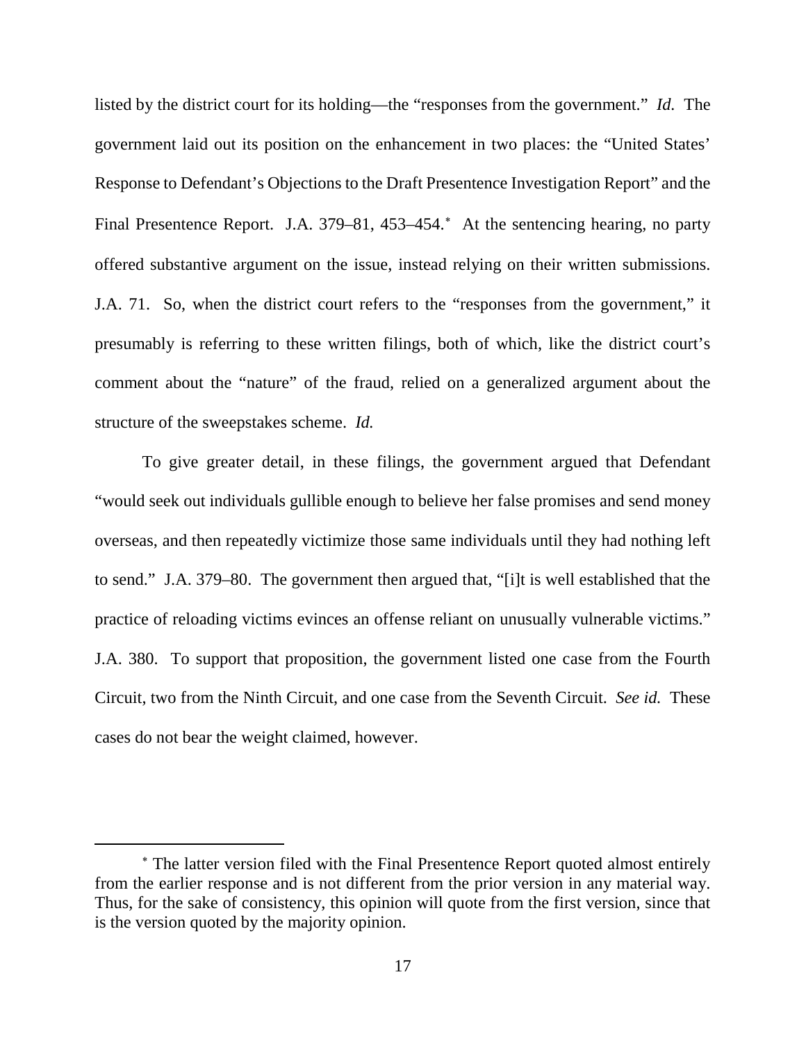listed by the district court for its holding—the "responses from the government." *Id.* The government laid out its position on the enhancement in two places: the "United States' Response to Defendant's Objections to the Draft Presentence Investigation Report" and the Final Presentence Report. J.A. 379–81, 453–454.[*] At the sentencing hearing, no party offered substantive argument on the issue, instead relying on their written submissions. J.A. 71. So, when the district court refers to the "responses from the government," it presumably is referring to these written filings, both of which, like the district court's comment about the "nature" of the fraud, relied on a generalized argument about the structure of the sweepstakes scheme. *Id.*

To give greater detail, in these filings, the government argued that Defendant "would seek out individuals gullible enough to believe her false promises and send money overseas, and then repeatedly victimize those same individuals until they had nothing left to send." J.A. 379–80. The government then argued that, "[i]t is well established that the practice of reloading victims evinces an offense reliant on unusually vulnerable victims." J.A. 380. To support that proposition, the government listed one case from the Fourth Circuit, two from the Ninth Circuit, and one case from the Seventh Circuit. *See id.* These cases do not bear the weight claimed, however.

---

[*] The latter version filed with the Final Presentence Report quoted almost entirely from the earlier response and is not different from the prior version in any material way. Thus, for the sake of consistency, this opinion will quote from the first version, since that is the version quoted by the majority opinion.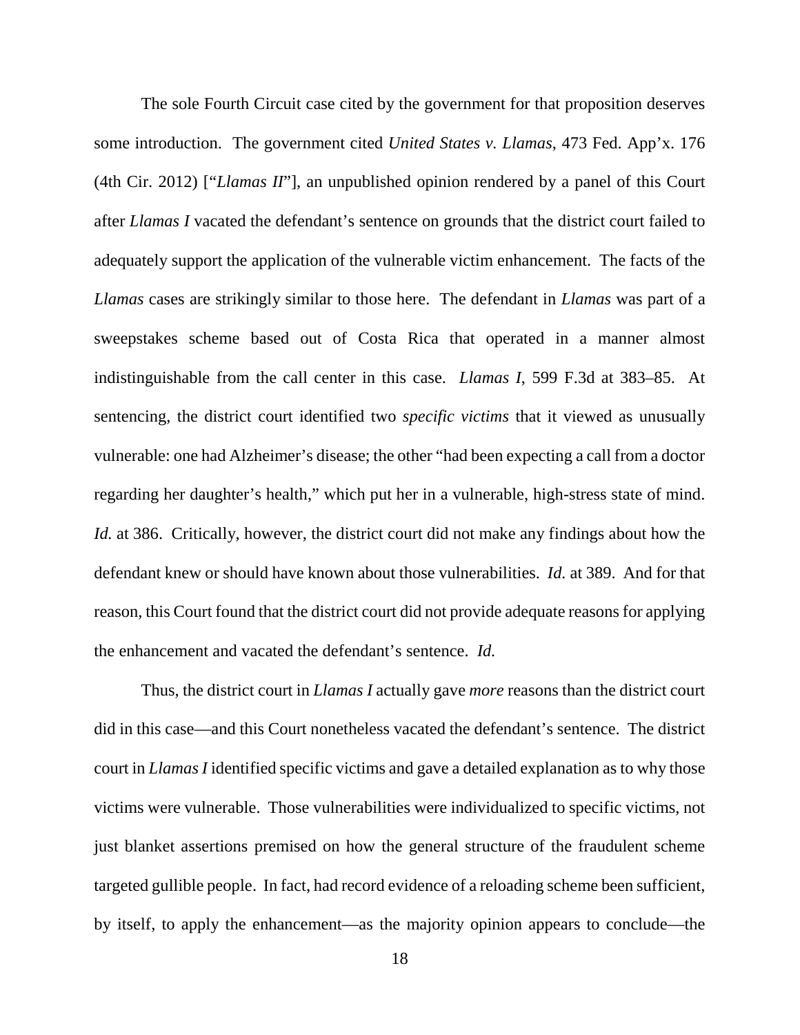The sole Fourth Circuit case cited by the government for that proposition deserves some introduction. The government cited *United States v. Llamas*, 473 Fed. App'x. 176 (4th Cir. 2012) ["*Llamas II*"], an unpublished opinion rendered by a panel of this Court after *Llamas I* vacated the defendant's sentence on grounds that the district court failed to adequately support the application of the vulnerable victim enhancement. The facts of the *Llamas* cases are strikingly similar to those here. The defendant in *Llamas* was part of a sweepstakes scheme based out of Costa Rica that operated in a manner almost indistinguishable from the call center in this case. *Llamas I*, 599 F.3d at 383–85. At sentencing, the district court identified two *specific victims* that it viewed as unusually vulnerable: one had Alzheimer's disease; the other "had been expecting a call from a doctor regarding her daughter's health," which put her in a vulnerable, high-stress state of mind. *Id.* at 386. Critically, however, the district court did not make any findings about how the defendant knew or should have known about those vulnerabilities. *Id.* at 389. And for that reason, this Court found that the district court did not provide adequate reasons for applying the enhancement and vacated the defendant's sentence. *Id.*

Thus, the district court in *Llamas I* actually gave *more* reasons than the district court did in this case—and this Court nonetheless vacated the defendant's sentence. The district court in *Llamas I* identified specific victims and gave a detailed explanation as to why those victims were vulnerable. Those vulnerabilities were individualized to specific victims, not just blanket assertions premised on how the general structure of the fraudulent scheme targeted gullible people. In fact, had record evidence of a reloading scheme been sufficient, by itself, to apply the enhancement—as the majority opinion appears to conclude—the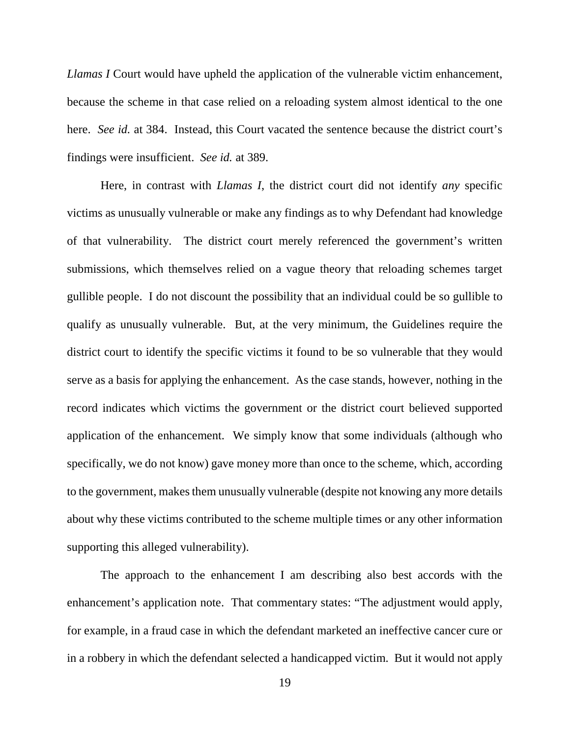*Llamas I* Court would have upheld the application of the vulnerable victim enhancement, because the scheme in that case relied on a reloading system almost identical to the one here. *See id.* at 384. Instead, this Court vacated the sentence because the district court's findings were insufficient. *See id.* at 389.

Here, in contrast with *Llamas I*, the district court did not identify *any* specific victims as unusually vulnerable or make any findings as to why Defendant had knowledge of that vulnerability. The district court merely referenced the government's written submissions, which themselves relied on a vague theory that reloading schemes target gullible people. I do not discount the possibility that an individual could be so gullible to qualify as unusually vulnerable. But, at the very minimum, the Guidelines require the district court to identify the specific victims it found to be so vulnerable that they would serve as a basis for applying the enhancement. As the case stands, however, nothing in the record indicates which victims the government or the district court believed supported application of the enhancement. We simply know that some individuals (although who specifically, we do not know) gave money more than once to the scheme, which, according to the government, makes them unusually vulnerable (despite not knowing any more details about why these victims contributed to the scheme multiple times or any other information supporting this alleged vulnerability).

The approach to the enhancement I am describing also best accords with the enhancement's application note. That commentary states: "The adjustment would apply, for example, in a fraud case in which the defendant marketed an ineffective cancer cure or in a robbery in which the defendant selected a handicapped victim. But it would not apply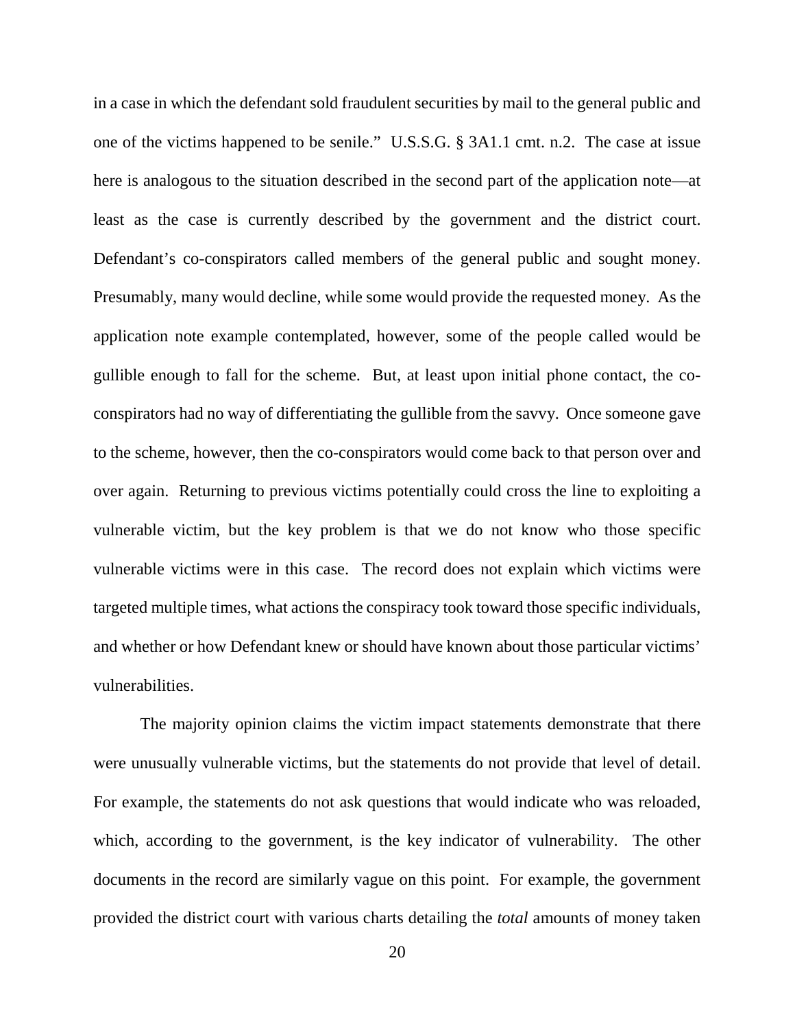in a case in which the defendant sold fraudulent securities by mail to the general public and one of the victims happened to be senile." U.S.S.G. § 3A1.1 cmt. n.2. The case at issue here is analogous to the situation described in the second part of the application note—at least as the case is currently described by the government and the district court. Defendant's co-conspirators called members of the general public and sought money. Presumably, many would decline, while some would provide the requested money. As the application note example contemplated, however, some of the people called would be gullible enough to fall for the scheme. But, at least upon initial phone contact, the co-conspirators had no way of differentiating the gullible from the savvy. Once someone gave to the scheme, however, then the co-conspirators would come back to that person over and over again. Returning to previous victims potentially could cross the line to exploiting a vulnerable victim, but the key problem is that we do not know who those specific vulnerable victims were in this case. The record does not explain which victims were targeted multiple times, what actions the conspiracy took toward those specific individuals, and whether or how Defendant knew or should have known about those particular victims' vulnerabilities.

The majority opinion claims the victim impact statements demonstrate that there were unusually vulnerable victims, but the statements do not provide that level of detail. For example, the statements do not ask questions that would indicate who was reloaded, which, according to the government, is the key indicator of vulnerability. The other documents in the record are similarly vague on this point. For example, the government provided the district court with various charts detailing the *total* amounts of money taken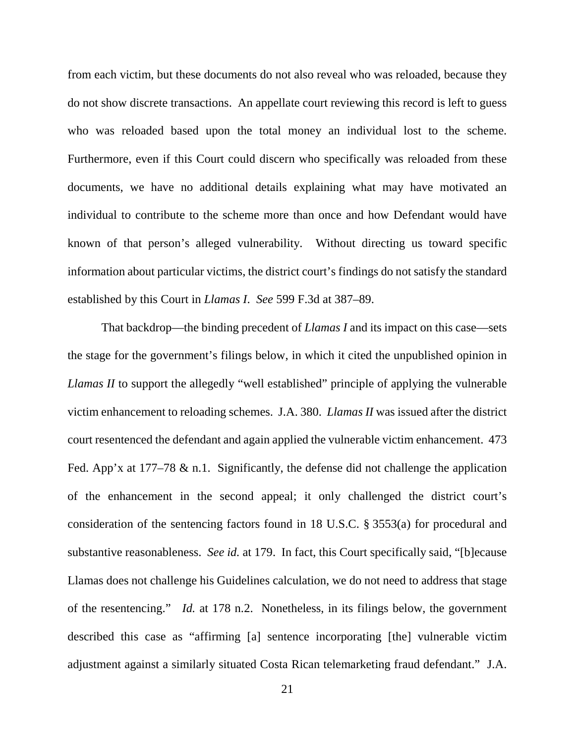from each victim, but these documents do not also reveal who was reloaded, because they do not show discrete transactions. An appellate court reviewing this record is left to guess who was reloaded based upon the total money an individual lost to the scheme. Furthermore, even if this Court could discern who specifically was reloaded from these documents, we have no additional details explaining what may have motivated an individual to contribute to the scheme more than once and how Defendant would have known of that person's alleged vulnerability. Without directing us toward specific information about particular victims, the district court's findings do not satisfy the standard established by this Court in *Llamas I*. *See* 599 F.3d at 387–89.

That backdrop—the binding precedent of *Llamas I* and its impact on this case—sets the stage for the government's filings below, in which it cited the unpublished opinion in *Llamas II* to support the allegedly "well established" principle of applying the vulnerable victim enhancement to reloading schemes. J.A. 380. *Llamas II* was issued after the district court resentenced the defendant and again applied the vulnerable victim enhancement. 473 Fed. App'x at 177–78 & n.1. Significantly, the defense did not challenge the application of the enhancement in the second appeal; it only challenged the district court's consideration of the sentencing factors found in 18 U.S.C. § 3553(a) for procedural and substantive reasonableness. *See id.* at 179. In fact, this Court specifically said, "[b]ecause Llamas does not challenge his Guidelines calculation, we do not need to address that stage of the resentencing." *Id.* at 178 n.2. Nonetheless, in its filings below, the government described this case as "affirming [a] sentence incorporating [the] vulnerable victim adjustment against a similarly situated Costa Rican telemarketing fraud defendant." J.A.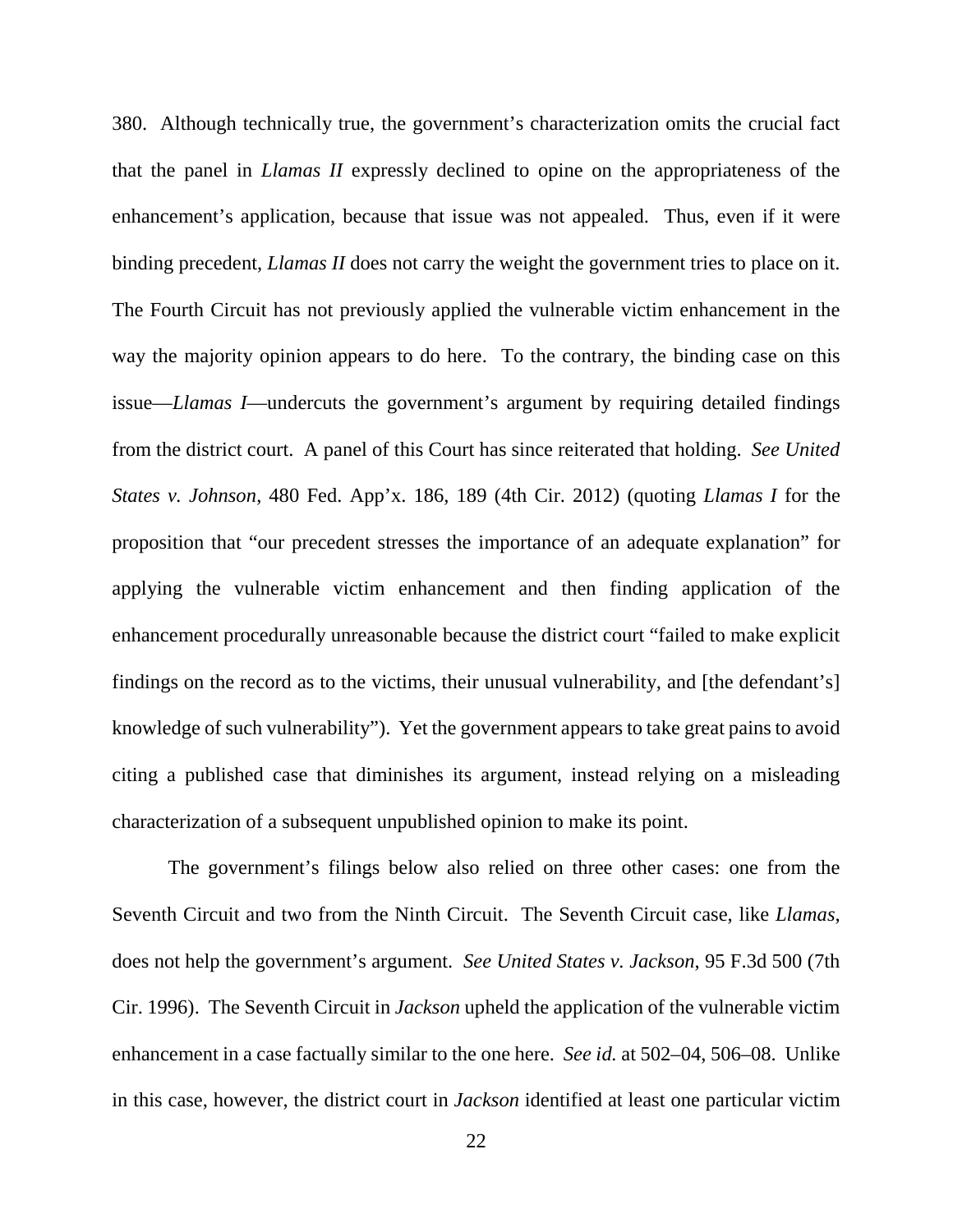380. Although technically true, the government's characterization omits the crucial fact that the panel in *Llamas II* expressly declined to opine on the appropriateness of the enhancement's application, because that issue was not appealed. Thus, even if it were binding precedent, *Llamas II* does not carry the weight the government tries to place on it. The Fourth Circuit has not previously applied the vulnerable victim enhancement in the way the majority opinion appears to do here. To the contrary, the binding case on this issue—*Llamas I*—undercuts the government's argument by requiring detailed findings from the district court. A panel of this Court has since reiterated that holding. *See United States v. Johnson*, 480 Fed. App'x. 186, 189 (4th Cir. 2012) (quoting *Llamas I* for the proposition that "our precedent stresses the importance of an adequate explanation" for applying the vulnerable victim enhancement and then finding application of the enhancement procedurally unreasonable because the district court "failed to make explicit findings on the record as to the victims, their unusual vulnerability, and [the defendant's] knowledge of such vulnerability"). Yet the government appears to take great pains to avoid citing a published case that diminishes its argument, instead relying on a misleading characterization of a subsequent unpublished opinion to make its point.

The government's filings below also relied on three other cases: one from the Seventh Circuit and two from the Ninth Circuit. The Seventh Circuit case, like *Llamas*, does not help the government's argument. *See United States v. Jackson*, 95 F.3d 500 (7th Cir. 1996). The Seventh Circuit in *Jackson* upheld the application of the vulnerable victim enhancement in a case factually similar to the one here. *See id.* at 502–04, 506–08. Unlike in this case, however, the district court in *Jackson* identified at least one particular victim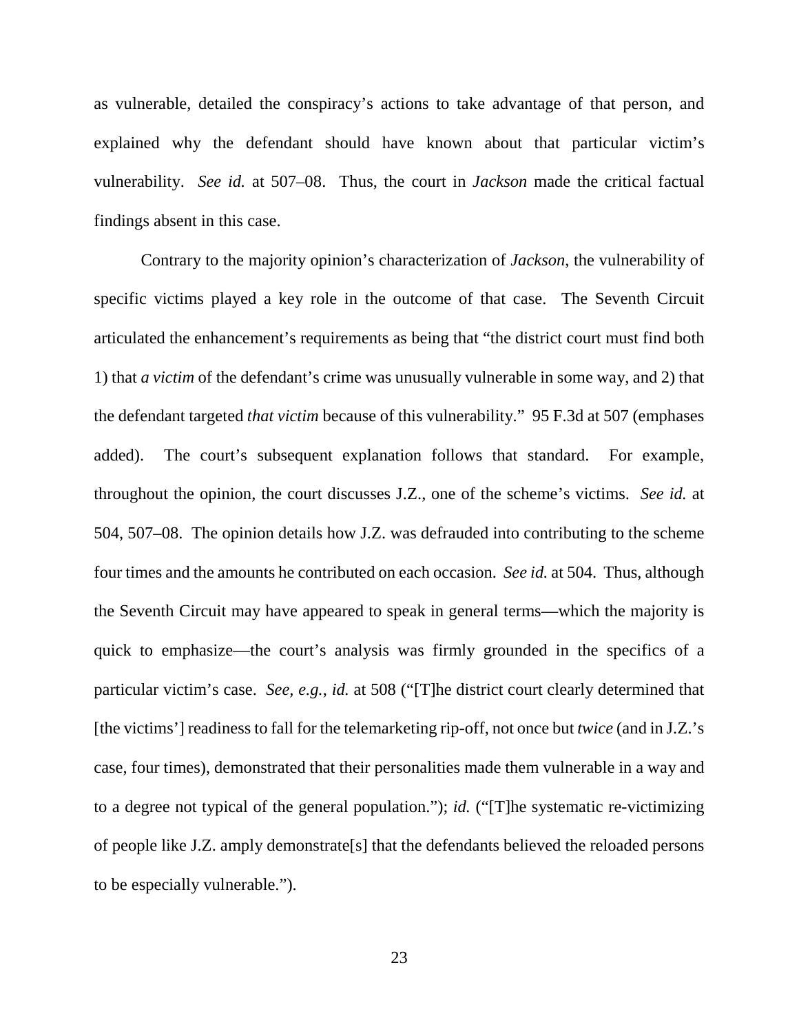as vulnerable, detailed the conspiracy's actions to take advantage of that person, and explained why the defendant should have known about that particular victim's vulnerability. *See id.* at 507–08. Thus, the court in *Jackson* made the critical factual findings absent in this case.

Contrary to the majority opinion's characterization of *Jackson*, the vulnerability of specific victims played a key role in the outcome of that case. The Seventh Circuit articulated the enhancement's requirements as being that "the district court must find both 1) that *a victim* of the defendant's crime was unusually vulnerable in some way, and 2) that the defendant targeted *that victim* because of this vulnerability." 95 F.3d at 507 (emphases added). The court's subsequent explanation follows that standard. For example, throughout the opinion, the court discusses J.Z., one of the scheme's victims. *See id.* at 504, 507–08. The opinion details how J.Z. was defrauded into contributing to the scheme four times and the amounts he contributed on each occasion. *See id.* at 504. Thus, although the Seventh Circuit may have appeared to speak in general terms—which the majority is quick to emphasize—the court's analysis was firmly grounded in the specifics of a particular victim's case. *See, e.g., id.* at 508 ("[T]he district court clearly determined that [the victims'] readiness to fall for the telemarketing rip-off, not once but *twice* (and in J.Z.'s case, four times), demonstrated that their personalities made them vulnerable in a way and to a degree not typical of the general population."); *id.* ("[T]he systematic re-victimizing of people like J.Z. amply demonstrate[s] that the defendants believed the reloaded persons to be especially vulnerable.").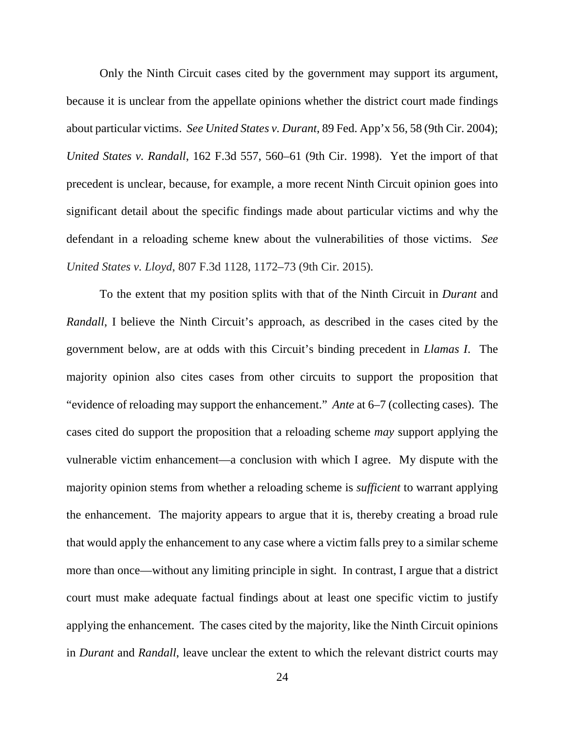Only the Ninth Circuit cases cited by the government may support its argument, because it is unclear from the appellate opinions whether the district court made findings about particular victims. *See United States v. Durant*, 89 Fed. App'x 56, 58 (9th Cir. 2004); *United States v. Randall*, 162 F.3d 557, 560–61 (9th Cir. 1998). Yet the import of that precedent is unclear, because, for example, a more recent Ninth Circuit opinion goes into significant detail about the specific findings made about particular victims and why the defendant in a reloading scheme knew about the vulnerabilities of those victims. *See United States v. Lloyd*, 807 F.3d 1128, 1172–73 (9th Cir. 2015).

To the extent that my position splits with that of the Ninth Circuit in *Durant* and *Randall*, I believe the Ninth Circuit's approach, as described in the cases cited by the government below, are at odds with this Circuit's binding precedent in *Llamas I*. The majority opinion also cites cases from other circuits to support the proposition that "evidence of reloading may support the enhancement." *Ante* at 6–7 (collecting cases). The cases cited do support the proposition that a reloading scheme *may* support applying the vulnerable victim enhancement—a conclusion with which I agree. My dispute with the majority opinion stems from whether a reloading scheme is *sufficient* to warrant applying the enhancement. The majority appears to argue that it is, thereby creating a broad rule that would apply the enhancement to any case where a victim falls prey to a similar scheme more than once—without any limiting principle in sight. In contrast, I argue that a district court must make adequate factual findings about at least one specific victim to justify applying the enhancement. The cases cited by the majority, like the Ninth Circuit opinions in *Durant* and *Randall*, leave unclear the extent to which the relevant district courts may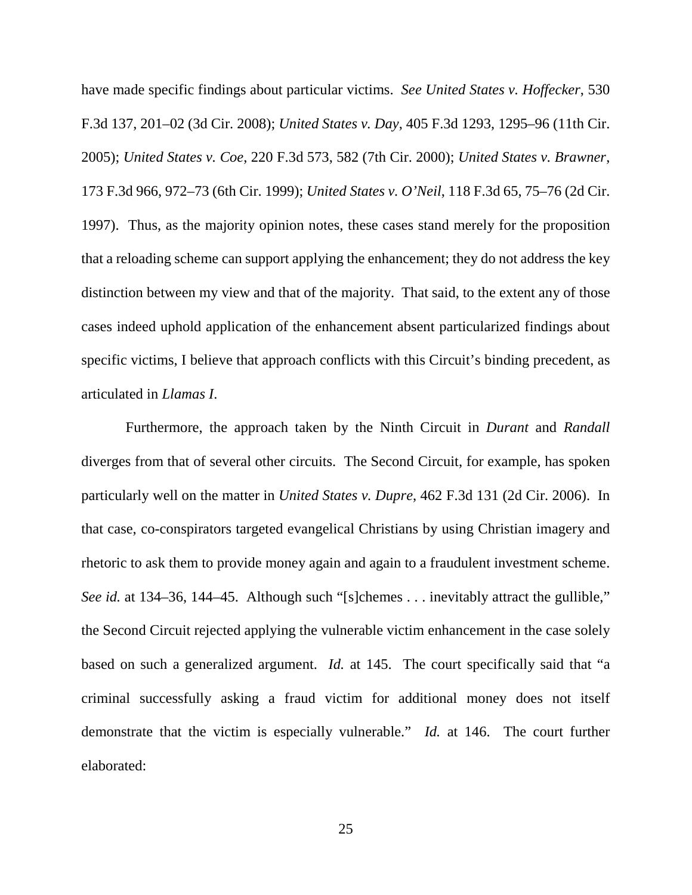have made specific findings about particular victims. *See United States v. Hoffecker*, 530 F.3d 137, 201–02 (3d Cir. 2008); *United States v. Day*, 405 F.3d 1293, 1295–96 (11th Cir. 2005); *United States v. Coe*, 220 F.3d 573, 582 (7th Cir. 2000); *United States v. Brawner*, 173 F.3d 966, 972–73 (6th Cir. 1999); *United States v. O'Neil*, 118 F.3d 65, 75–76 (2d Cir. 1997). Thus, as the majority opinion notes, these cases stand merely for the proposition that a reloading scheme can support applying the enhancement; they do not address the key distinction between my view and that of the majority. That said, to the extent any of those cases indeed uphold application of the enhancement absent particularized findings about specific victims, I believe that approach conflicts with this Circuit's binding precedent, as articulated in *Llamas I*.

Furthermore, the approach taken by the Ninth Circuit in *Durant* and *Randall* diverges from that of several other circuits. The Second Circuit, for example, has spoken particularly well on the matter in *United States v. Dupre*, 462 F.3d 131 (2d Cir. 2006). In that case, co-conspirators targeted evangelical Christians by using Christian imagery and rhetoric to ask them to provide money again and again to a fraudulent investment scheme. *See id.* at 134–36, 144–45. Although such "[s]chemes . . . inevitably attract the gullible," the Second Circuit rejected applying the vulnerable victim enhancement in the case solely based on such a generalized argument. *Id.* at 145. The court specifically said that "a criminal successfully asking a fraud victim for additional money does not itself demonstrate that the victim is especially vulnerable." *Id.* at 146. The court further elaborated: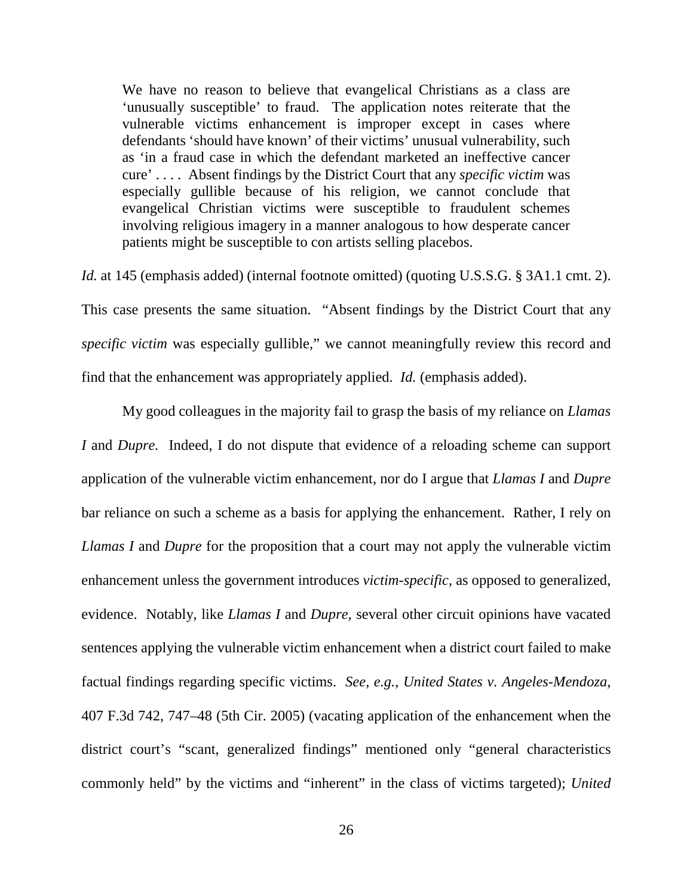> We have no reason to believe that evangelical Christians as a class are 'unusually susceptible' to fraud. The application notes reiterate that the vulnerable victims enhancement is improper except in cases where defendants 'should have known' of their victims' unusual vulnerability, such as 'in a fraud case in which the defendant marketed an ineffective cancer cure' . . . . Absent findings by the District Court that any *specific victim* was especially gullible because of his religion, we cannot conclude that evangelical Christian victims were susceptible to fraudulent schemes involving religious imagery in a manner analogous to how desperate cancer patients might be susceptible to con artists selling placebos.

*Id.* at 145 (emphasis added) (internal footnote omitted) (quoting U.S.S.G. § 3A1.1 cmt. 2). This case presents the same situation. "Absent findings by the District Court that any *specific victim* was especially gullible," we cannot meaningfully review this record and find that the enhancement was appropriately applied. *Id.* (emphasis added).

My good colleagues in the majority fail to grasp the basis of my reliance on *Llamas I* and *Dupre.* Indeed, I do not dispute that evidence of a reloading scheme can support application of the vulnerable victim enhancement, nor do I argue that *Llamas I* and *Dupre* bar reliance on such a scheme as a basis for applying the enhancement. Rather, I rely on *Llamas I* and *Dupre* for the proposition that a court may not apply the vulnerable victim enhancement unless the government introduces *victim-specific*, as opposed to generalized, evidence. Notably, like *Llamas I* and *Dupre*, several other circuit opinions have vacated sentences applying the vulnerable victim enhancement when a district court failed to make factual findings regarding specific victims. *See, e.g.*, *United States v. Angeles-Mendoza*, 407 F.3d 742, 747–48 (5th Cir. 2005) (vacating application of the enhancement when the district court's "scant, generalized findings" mentioned only "general characteristics commonly held" by the victims and "inherent" in the class of victims targeted); *United*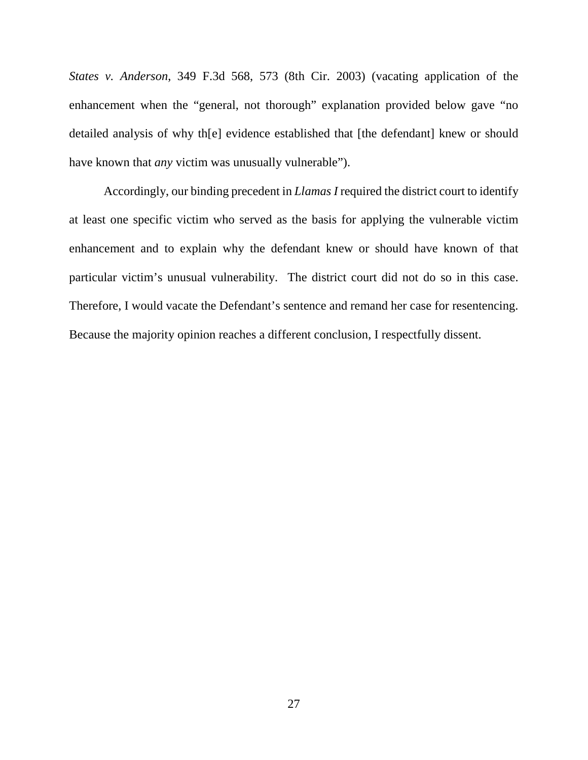*States v. Anderson*, 349 F.3d 568, 573 (8th Cir. 2003) (vacating application of the enhancement when the "general, not thorough" explanation provided below gave "no detailed analysis of why th[e] evidence established that [the defendant] knew or should have known that *any* victim was unusually vulnerable").

Accordingly, our binding precedent in *Llamas I* required the district court to identify at least one specific victim who served as the basis for applying the vulnerable victim enhancement and to explain why the defendant knew or should have known of that particular victim's unusual vulnerability. The district court did not do so in this case. Therefore, I would vacate the Defendant's sentence and remand her case for resentencing. Because the majority opinion reaches a different conclusion, I respectfully dissent.